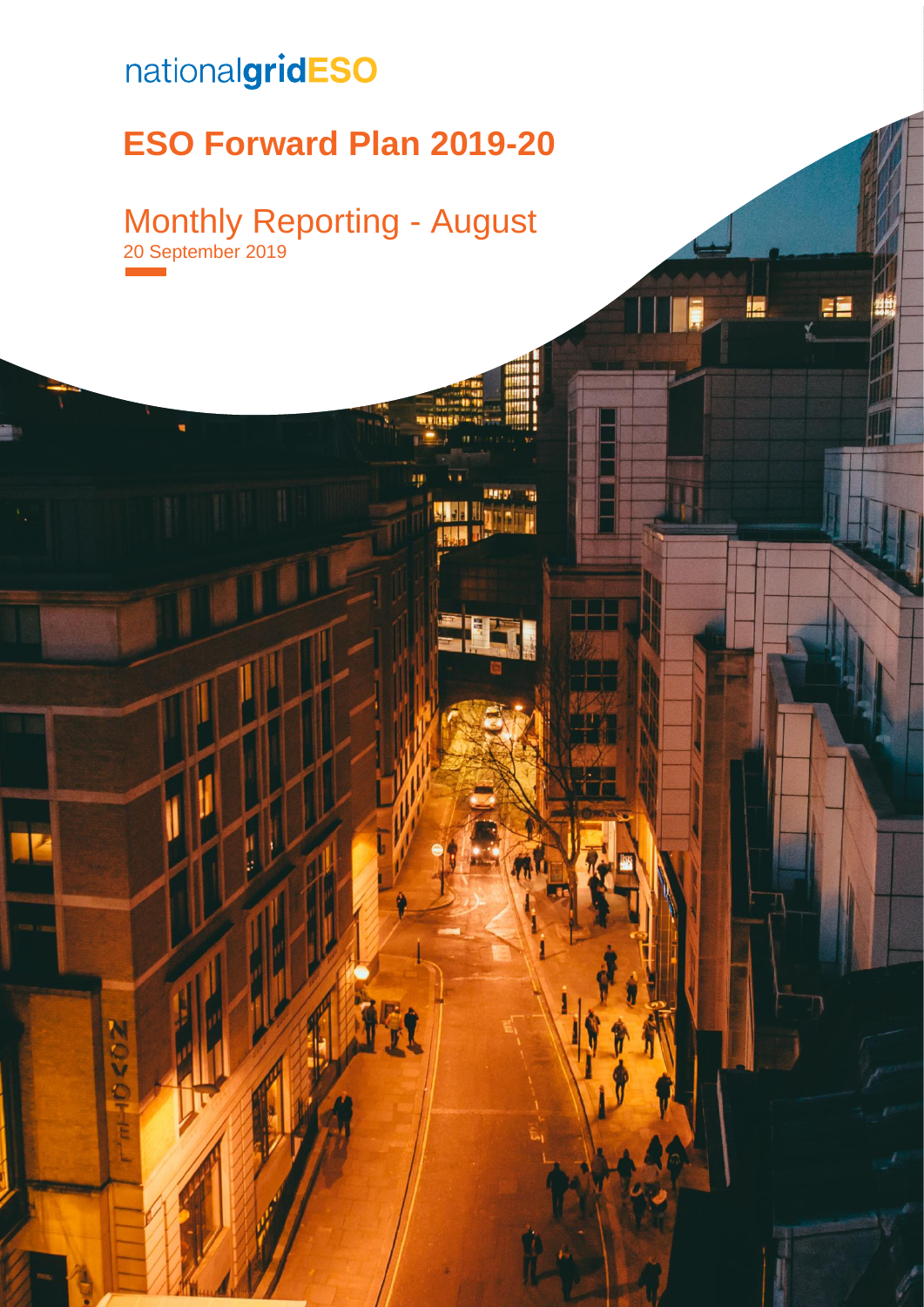nationalgridESO

# ESO Forward Plan 2019-20

## Monthly Reporting - August

20 September 2019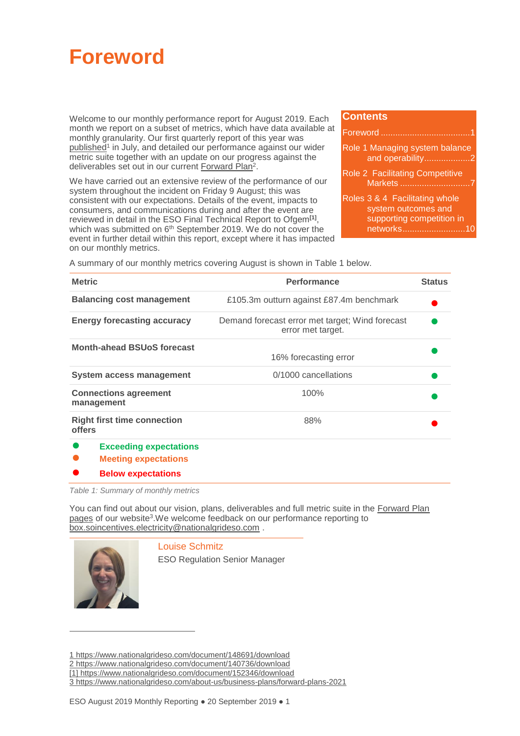# Foreword

Welcome to our monthly performance report for August 2019. Each month we report on a subset of metrics, which have data available at monthly granularity. Our first quarterly report of this year was published[1] in July, and detailed our performance against our wider metric suite together with an update on our progress against the deliverables set out in our current Forward Plan[2].

We have carried out an extensive review of the performance of our system throughout the incident on Friday 9 August; this was consistent with our expectations. Details of the event, impacts to consumers, and communications during and after the event are reviewed in detail in the ESO Final Technical Report to Ofgem[1], which was submitted on 6th September 2019. We do not cover the event in further detail within this report, except where it has impacted on our monthly metrics.

**Contents**

- Foreword ....................................1
- Role 1 Managing system balance and operability...................2
- Role 2 Facilitating Competitive Markets .............................7
- Roles 3 & 4 Facilitating whole system outcomes and supporting competition in networks..........................10

A summary of our monthly metrics covering August is shown in Table 1 below.

| Metric | Performance | Status |
|---|---|---|
| **Balancing cost management** | £105.3m outturn against £87.4m benchmark | ● (Below expectations) |
| **Energy forecasting accuracy** | Demand forecast error met target; Wind forecast error met target. | ● (Exceeding expectations) |
| **Month-ahead BSUoS forecast** | 16% forecasting error | ● (Exceeding expectations) |
| **System access management** | 0/1000 cancellations | ● (Exceeding expectations) |
| **Connections agreement management** | 100% | ● (Exceeding expectations) |
| **Right first time connection offers** | 88% | ● (Below expectations) |

- ● **Exceeding expectations**
- ● **Meeting expectations**
- ● **Below expectations**

*Table 1: Summary of monthly metrics*

You can find out about our vision, plans, deliverables and full metric suite in the Forward Plan pages of our website[3]. We welcome feedback on our performance reporting to box.soincentives.electricity@nationalgrideso.com .

Louise Schmitz
ESO Regulation Senior Manager

1 https://www.nationalgrideso.com/document/148691/download
2 https://www.nationalgrideso.com/document/140736/download
[1] https://www.nationalgrideso.com/document/152346/download
3 https://www.nationalgrideso.com/about-us/business-plans/forward-plans-2021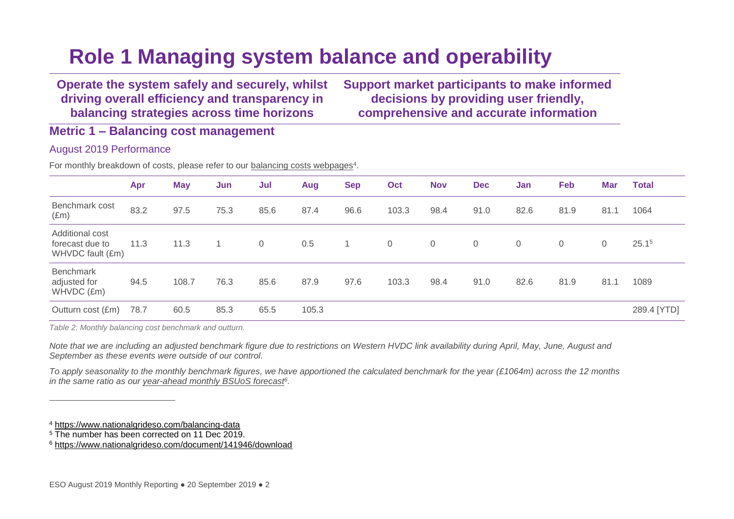# Role 1 Managing system balance and operability

**Operate the system safely and securely, whilst driving overall efficiency and transparency in balancing strategies across time horizons**

**Support market participants to make informed decisions by providing user friendly, comprehensive and accurate information**

## Metric 1 – Balancing cost management

### August 2019 Performance

For monthly breakdown of costs, please refer to our balancing costs webpages[4].

| | Apr | May | Jun | Jul | Aug | Sep | Oct | Nov | Dec | Jan | Feb | Mar | Total |
|---|---|---|---|---|---|---|---|---|---|---|---|---|---|
| Benchmark cost (£m) | 83.2 | 97.5 | 75.3 | 85.6 | 87.4 | 96.6 | 103.3 | 98.4 | 91.0 | 82.6 | 81.9 | 81.1 | 1064 |
| Additional cost forecast due to WHVDC fault (£m) | 11.3 | 11.3 | 1 | 0 | 0.5 | 1 | 0 | 0 | 0 | 0 | 0 | 0 | 25.1[5] |
| Benchmark adjusted for WHVDC (£m) | 94.5 | 108.7 | 76.3 | 85.6 | 87.9 | 97.6 | 103.3 | 98.4 | 91.0 | 82.6 | 81.9 | 81.1 | 1089 |
| Outturn cost (£m) | 78.7 | 60.5 | 85.3 | 65.5 | 105.3 | | | | | | | | 289.4 [YTD] |

*Table 2: Monthly balancing cost benchmark and outturn.*

*Note that we are including an adjusted benchmark figure due to restrictions on Western HVDC link availability during April, May, June, August and September as these events were outside of our control.*

*To apply seasonality to the monthly benchmark figures, we have apportioned the calculated benchmark for the year (£1064m) across the 12 months in the same ratio as our year-ahead monthly BSUoS forecast[6].*

---

[4] https://www.nationalgrideso.com/balancing-data

[5] The number has been corrected on 11 Dec 2019.

[6] https://www.nationalgrideso.com/document/141946/download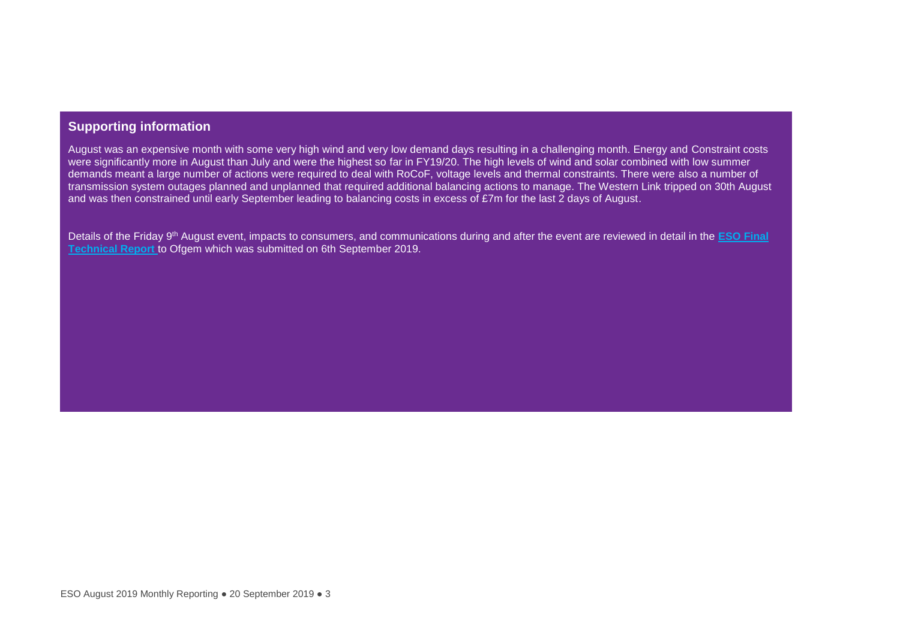## Supporting information

August was an expensive month with some very high wind and very low demand days resulting in a challenging month. Energy and Constraint costs were significantly more in August than July and were the highest so far in FY19/20. The high levels of wind and solar combined with low summer demands meant a large number of actions were required to deal with RoCoF, voltage levels and thermal constraints. There were also a number of transmission system outages planned and unplanned that required additional balancing actions to manage. The Western Link tripped on 30th August and was then constrained until early September leading to balancing costs in excess of £7m for the last 2 days of August.

Details of the Friday 9th August event, impacts to consumers, and communications during and after the event are reviewed in detail in the **ESO Final Technical Report** to Ofgem which was submitted on 6th September 2019.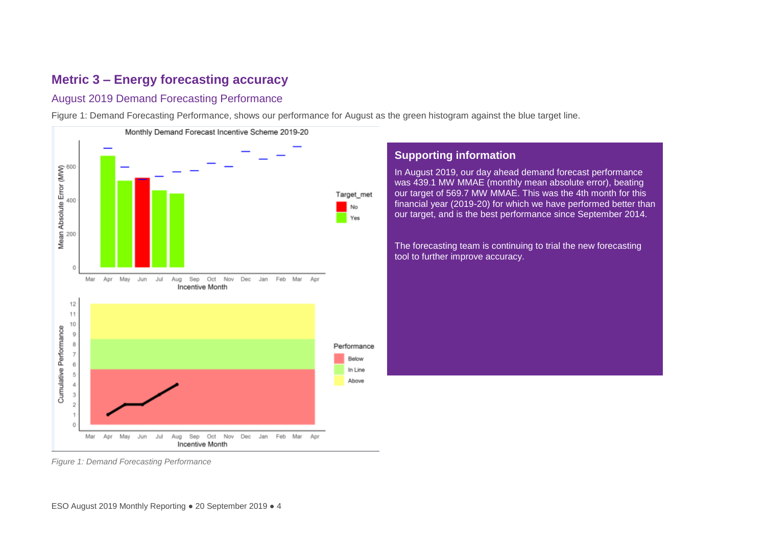## Metric 3 – Energy forecasting accuracy

### August 2019 Demand Forecasting Performance

Figure 1: Demand Forecasting Performance, shows our performance for August as the green histogram against the blue target line.

*Figure 1: Demand Forecasting Performance*

### Supporting information

In August 2019, our day ahead demand forecast performance was 439.1 MW MMAE (monthly mean absolute error), beating our target of 569.7 MW MMAE. This was the 4th month for this financial year (2019-20) for which we have performed better than our target, and is the best performance since September 2014.

The forecasting team is continuing to trial the new forecasting tool to further improve accuracy.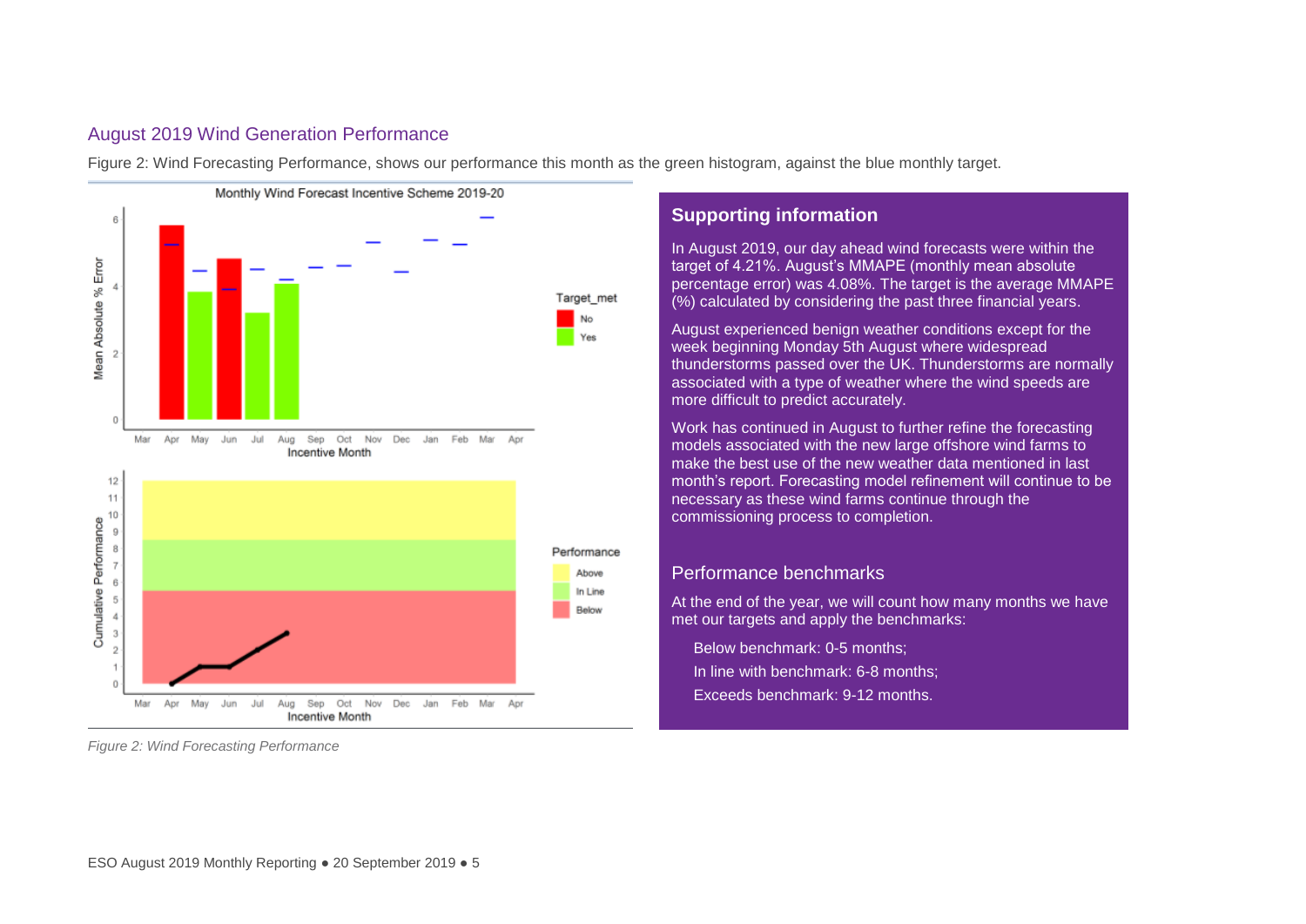## August 2019 Wind Generation Performance

Figure 2: Wind Forecasting Performance, shows our performance this month as the green histogram, against the blue monthly target.

*Figure 2: Wind Forecasting Performance*

### Supporting information

In August 2019, our day ahead wind forecasts were within the target of 4.21%. August's MMAPE (monthly mean absolute percentage error) was 4.08%. The target is the average MMAPE (%) calculated by considering the past three financial years.

August experienced benign weather conditions except for the week beginning Monday 5th August where widespread thunderstorms passed over the UK. Thunderstorms are normally associated with a type of weather where the wind speeds are more difficult to predict accurately.

Work has continued in August to further refine the forecasting models associated with the new large offshore wind farms to make the best use of the new weather data mentioned in last month's report. Forecasting model refinement will continue to be necessary as these wind farms continue through the commissioning process to completion.

### Performance benchmarks

At the end of the year, we will count how many months we have met our targets and apply the benchmarks:

- Below benchmark: 0-5 months;
- In line with benchmark: 6-8 months;
- Exceeds benchmark: 9-12 months.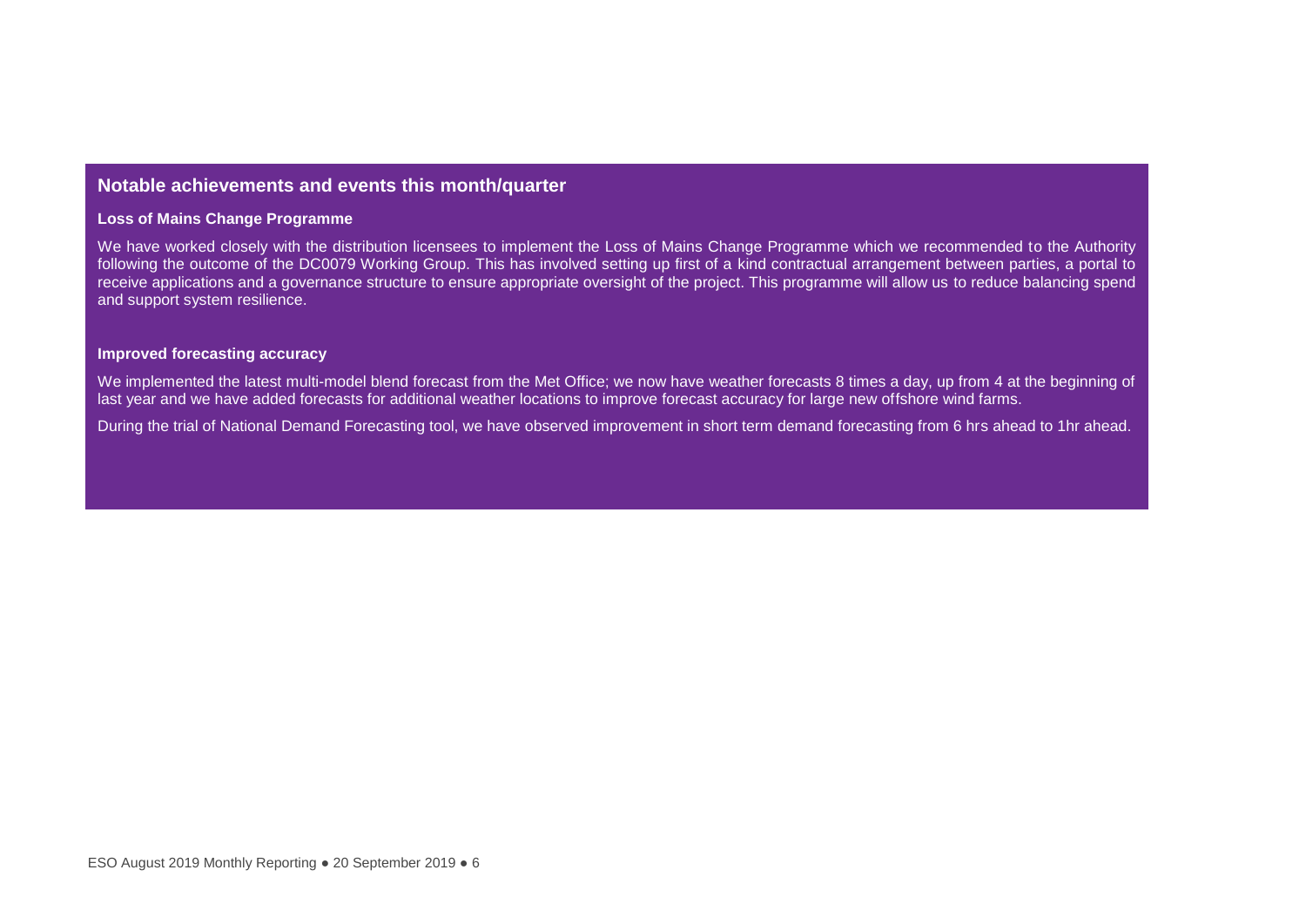## Notable achievements and events this month/quarter

### Loss of Mains Change Programme

We have worked closely with the distribution licensees to implement the Loss of Mains Change Programme which we recommended to the Authority following the outcome of the DC0079 Working Group. This has involved setting up first of a kind contractual arrangement between parties, a portal to receive applications and a governance structure to ensure appropriate oversight of the project. This programme will allow us to reduce balancing spend and support system resilience.

### Improved forecasting accuracy

We implemented the latest multi-model blend forecast from the Met Office; we now have weather forecasts 8 times a day, up from 4 at the beginning of last year and we have added forecasts for additional weather locations to improve forecast accuracy for large new offshore wind farms.

During the trial of National Demand Forecasting tool, we have observed improvement in short term demand forecasting from 6 hrs ahead to 1hr ahead.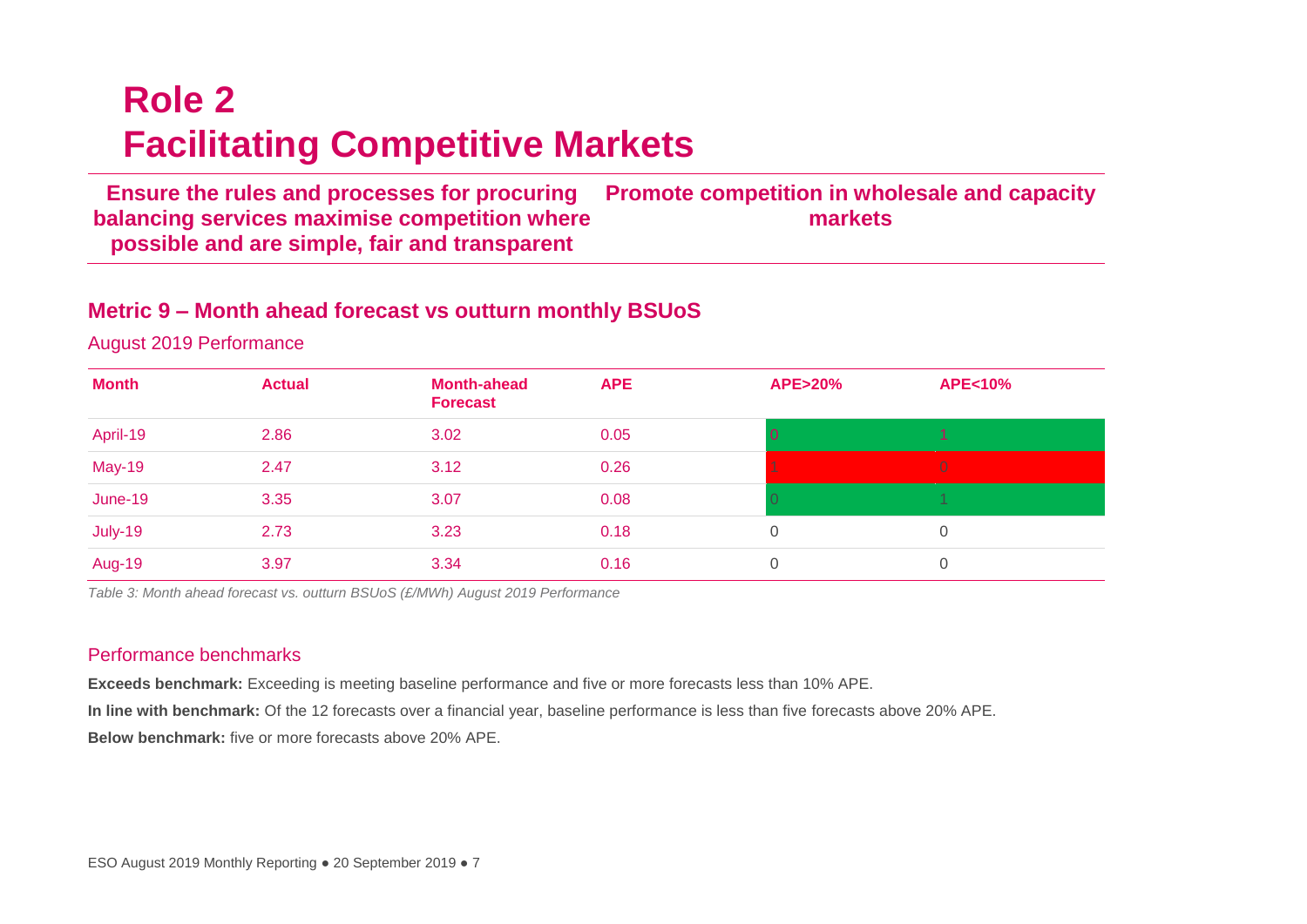# Role 2
# Facilitating Competitive Markets

**Ensure the rules and processes for procuring balancing services maximise competition where possible and are simple, fair and transparent**

**Promote competition in wholesale and capacity markets**

## Metric 9 – Month ahead forecast vs outturn monthly BSUoS

### August 2019 Performance

| Month | Actual | Month-ahead Forecast | APE | APE>20% | APE<10% |
|---|---|---|---|---|---|
| April-19 | 2.86 | 3.02 | 0.05 | 0 | 1 |
| May-19 | 2.47 | 3.12 | 0.26 | 1 | 0 |
| June-19 | 3.35 | 3.07 | 0.08 | 0 | 1 |
| July-19 | 2.73 | 3.23 | 0.18 | 0 | 0 |
| Aug-19 | 3.97 | 3.34 | 0.16 | 0 | 0 |

*Table 3: Month ahead forecast vs. outturn BSUoS (£/MWh) August 2019 Performance*

### Performance benchmarks

**Exceeds benchmark:** Exceeding is meeting baseline performance and five or more forecasts less than 10% APE.

**In line with benchmark:** Of the 12 forecasts over a financial year, baseline performance is less than five forecasts above 20% APE.

**Below benchmark:** five or more forecasts above 20% APE.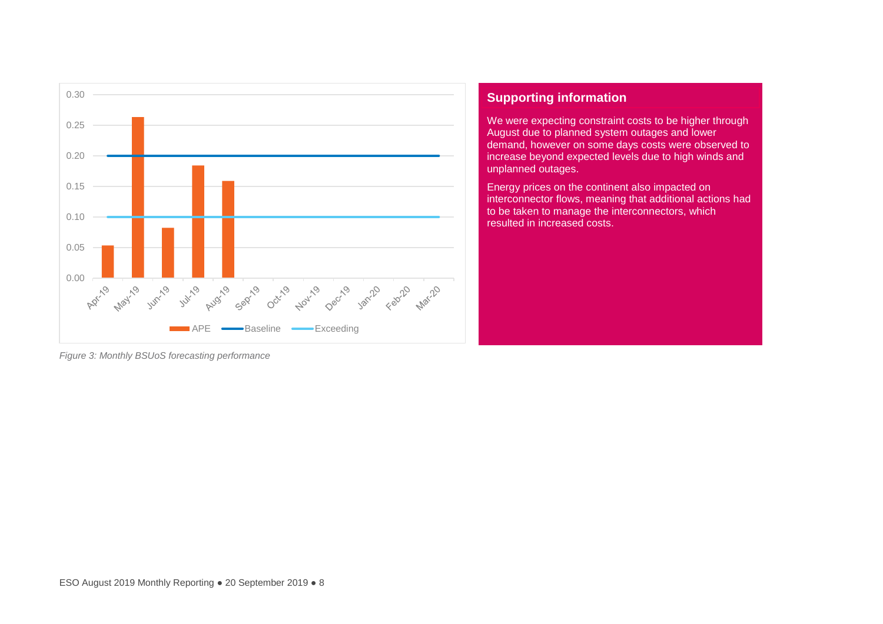Figure 3: Monthly BSUoS forecasting performance

## Supporting information

We were expecting constraint costs to be higher through August due to planned system outages and lower demand, however on some days costs were observed to increase beyond expected levels due to high winds and unplanned outages.

Energy prices on the continent also impacted on interconnector flows, meaning that additional actions had to be taken to manage the interconnectors, which resulted in increased costs.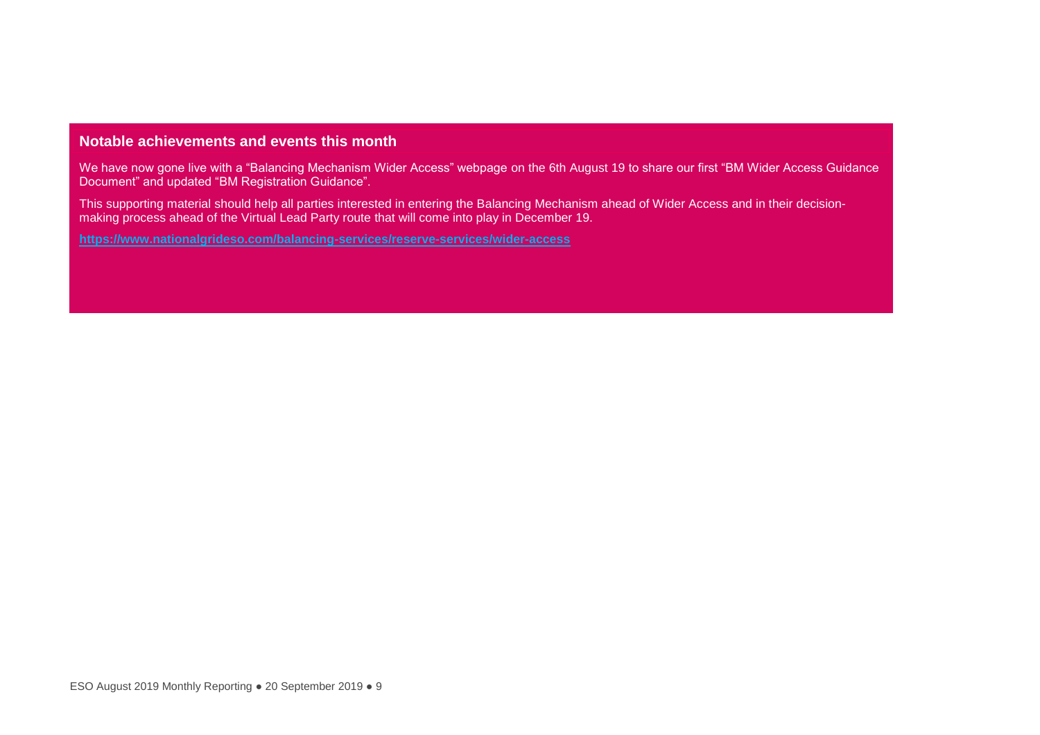## Notable achievements and events this month

We have now gone live with a "Balancing Mechanism Wider Access" webpage on the 6th August 19 to share our first "BM Wider Access Guidance Document" and updated "BM Registration Guidance".

This supporting material should help all parties interested in entering the Balancing Mechanism ahead of Wider Access and in their decision-making process ahead of the Virtual Lead Party route that will come into play in December 19.

https://www.nationalgrideso.com/balancing-services/reserve-services/wider-access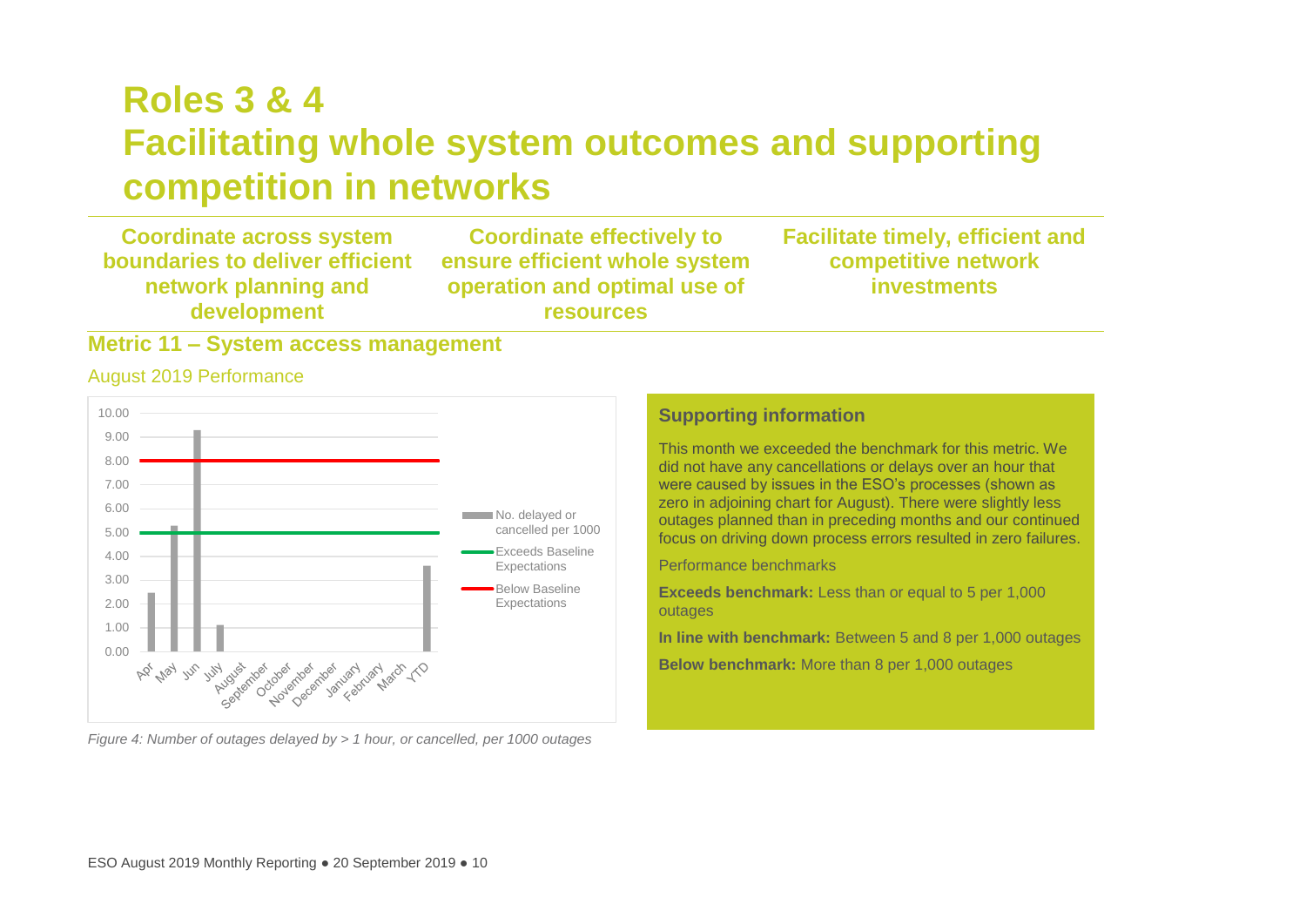# Roles 3 & 4
# Facilitating whole system outcomes and supporting competition in networks

**Coordinate across system boundaries to deliver efficient network planning and development**

**Coordinate effectively to ensure efficient whole system operation and optimal use of resources**

**Facilitate timely, efficient and competitive network investments**

## Metric 11 – System access management

### August 2019 Performance

*Figure 4: Number of outages delayed by > 1 hour, or cancelled, per 1000 outages*

### Supporting information

This month we exceeded the benchmark for this metric. We did not have any cancellations or delays over an hour that were caused by issues in the ESO's processes (shown as zero in adjoining chart for August). There were slightly less outages planned than in preceding months and our continued focus on driving down process errors resulted in zero failures.

Performance benchmarks

**Exceeds benchmark:** Less than or equal to 5 per 1,000 outages

**In line with benchmark:** Between 5 and 8 per 1,000 outages

**Below benchmark:** More than 8 per 1,000 outages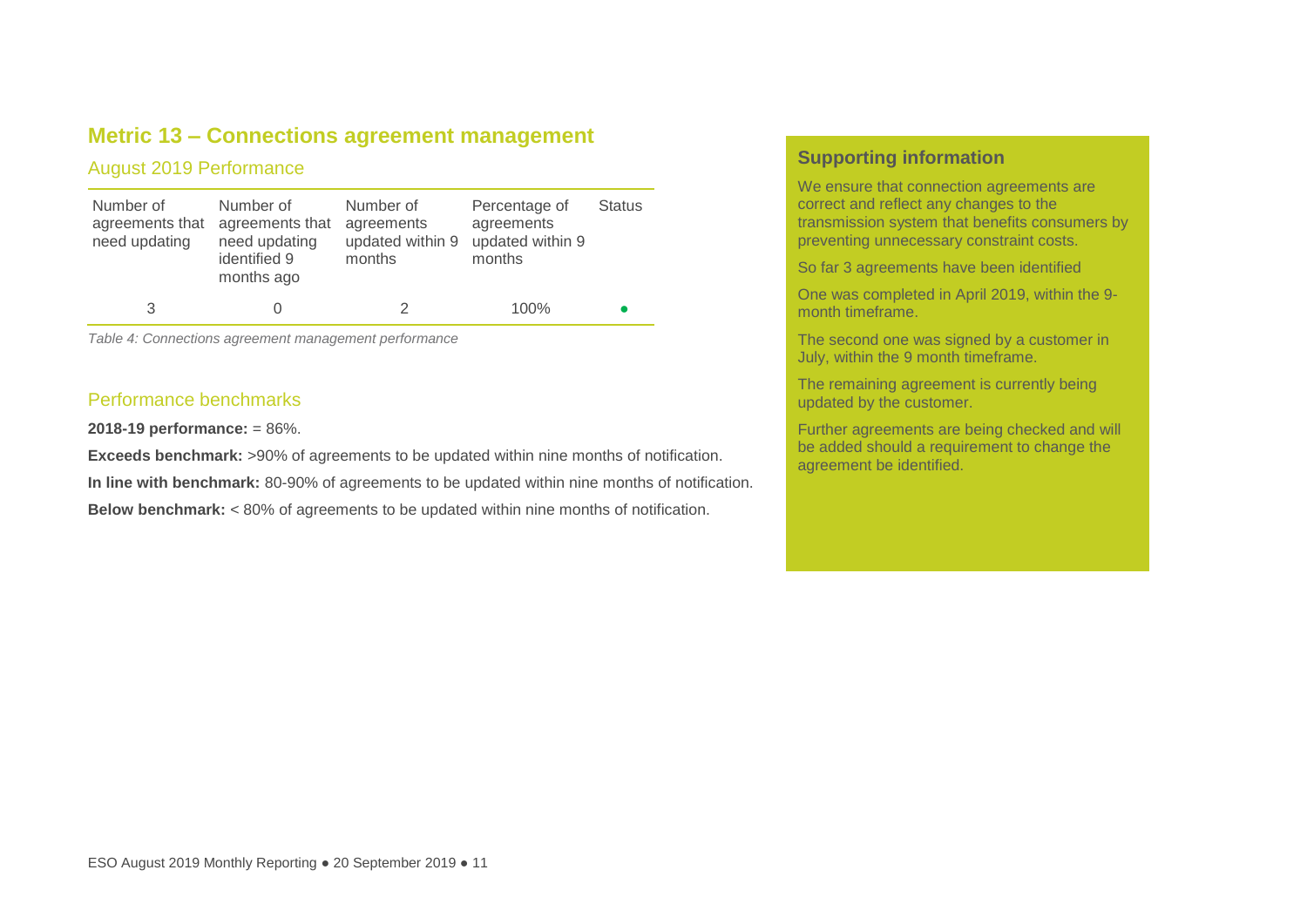## Metric 13 – Connections agreement management

### August 2019 Performance

| Number of agreements that need updating | Number of agreements that need updating identified 9 months ago | Number of agreements updated within 9 months | Percentage of agreements updated within 9 months | Status |
|---|---|---|---|---|
| 3 | 0 | 2 | 100% | ● |

*Table 4: Connections agreement management performance*

### Performance benchmarks

**2018-19 performance:** = 86%.

**Exceeds benchmark:** >90% of agreements to be updated within nine months of notification.

**In line with benchmark:** 80-90% of agreements to be updated within nine months of notification.

**Below benchmark:** < 80% of agreements to be updated within nine months of notification.

### Supporting information

We ensure that connection agreements are correct and reflect any changes to the transmission system that benefits consumers by preventing unnecessary constraint costs.

So far 3 agreements have been identified

One was completed in April 2019, within the 9-month timeframe.

The second one was signed by a customer in July, within the 9 month timeframe.

The remaining agreement is currently being updated by the customer.

Further agreements are being checked and will be added should a requirement to change the agreement be identified.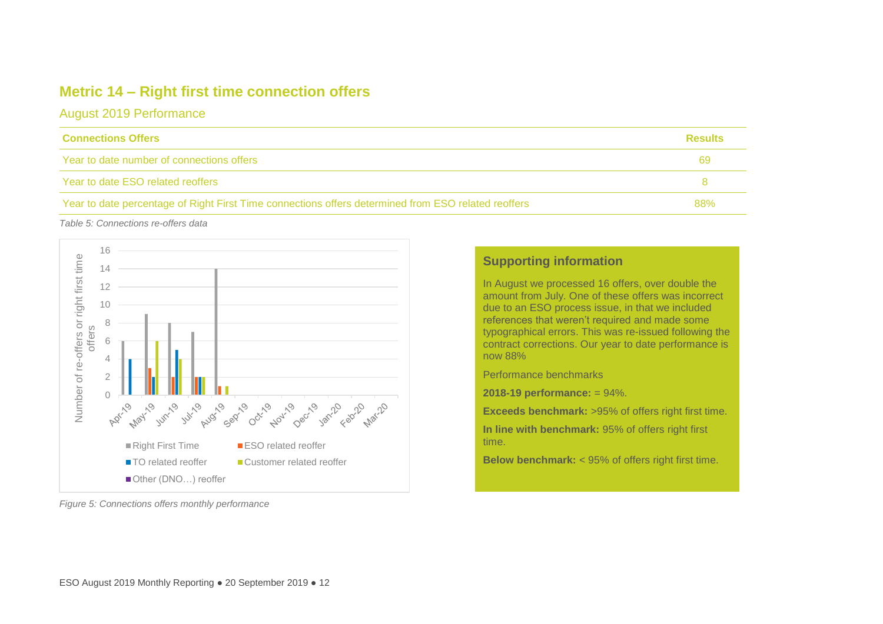## Metric 14 – Right first time connection offers

### August 2019 Performance

| Connections Offers | Results |
|---|---|
| Year to date number of connections offers | 69 |
| Year to date ESO related reoffers | 8 |
| Year to date percentage of Right First Time connections offers determined from ESO related reoffers | 88% |

*Table 5: Connections re-offers data*

*Figure 5: Connections offers monthly performance*

### Supporting information

In August we processed 16 offers, over double the amount from July. One of these offers was incorrect due to an ESO process issue, in that we included references that weren't required and made some typographical errors. This was re-issued following the contract corrections. Our year to date performance is now 88%

Performance benchmarks

**2018-19 performance:** = 94%.

**Exceeds benchmark:** >95% of offers right first time.

**In line with benchmark:** 95% of offers right first time.

**Below benchmark:** < 95% of offers right first time.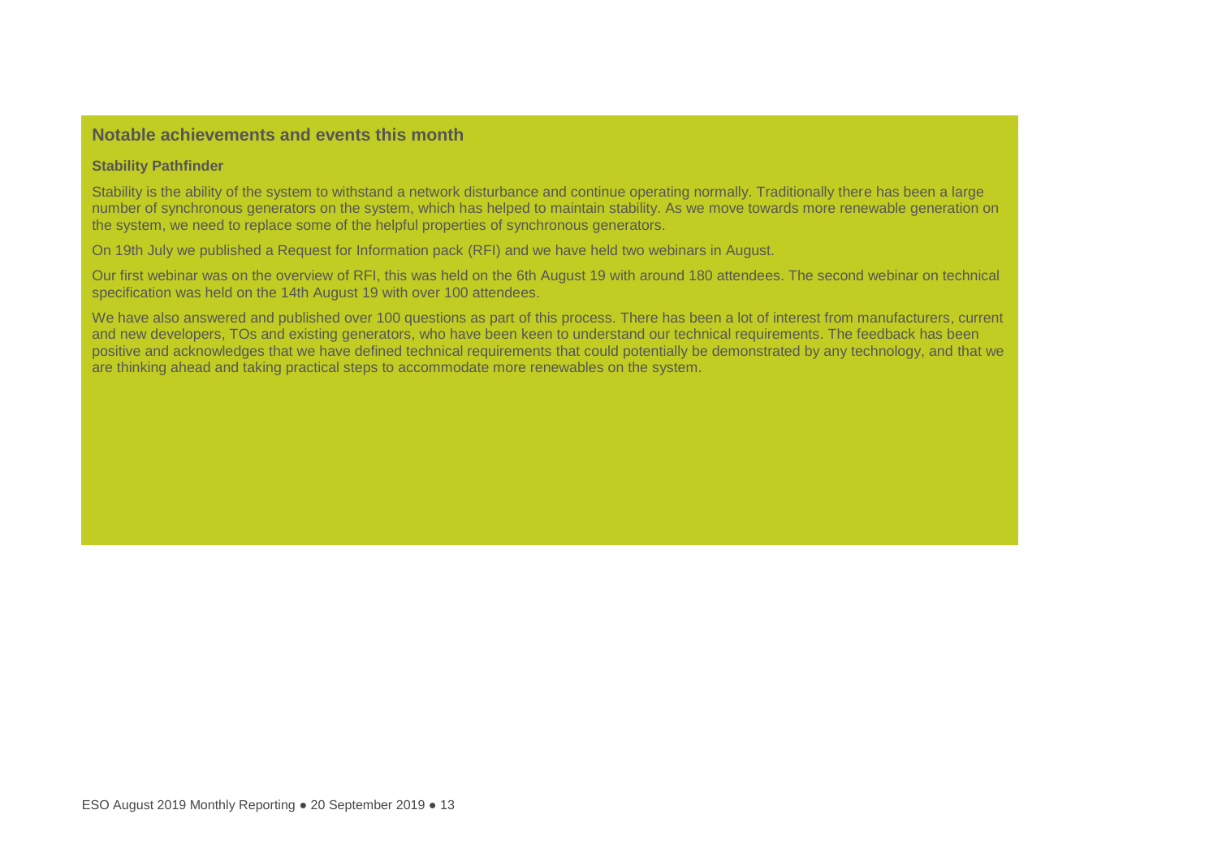## Notable achievements and events this month

### Stability Pathfinder

Stability is the ability of the system to withstand a network disturbance and continue operating normally. Traditionally there has been a large number of synchronous generators on the system, which has helped to maintain stability. As we move towards more renewable generation on the system, we need to replace some of the helpful properties of synchronous generators.

On 19th July we published a Request for Information pack (RFI) and we have held two webinars in August.

Our first webinar was on the overview of RFI, this was held on the 6th August 19 with around 180 attendees. The second webinar on technical specification was held on the 14th August 19 with over 100 attendees.

We have also answered and published over 100 questions as part of this process. There has been a lot of interest from manufacturers, current and new developers, TOs and existing generators, who have been keen to understand our technical requirements. The feedback has been positive and acknowledges that we have defined technical requirements that could potentially be demonstrated by any technology, and that we are thinking ahead and taking practical steps to accommodate more renewables on the system.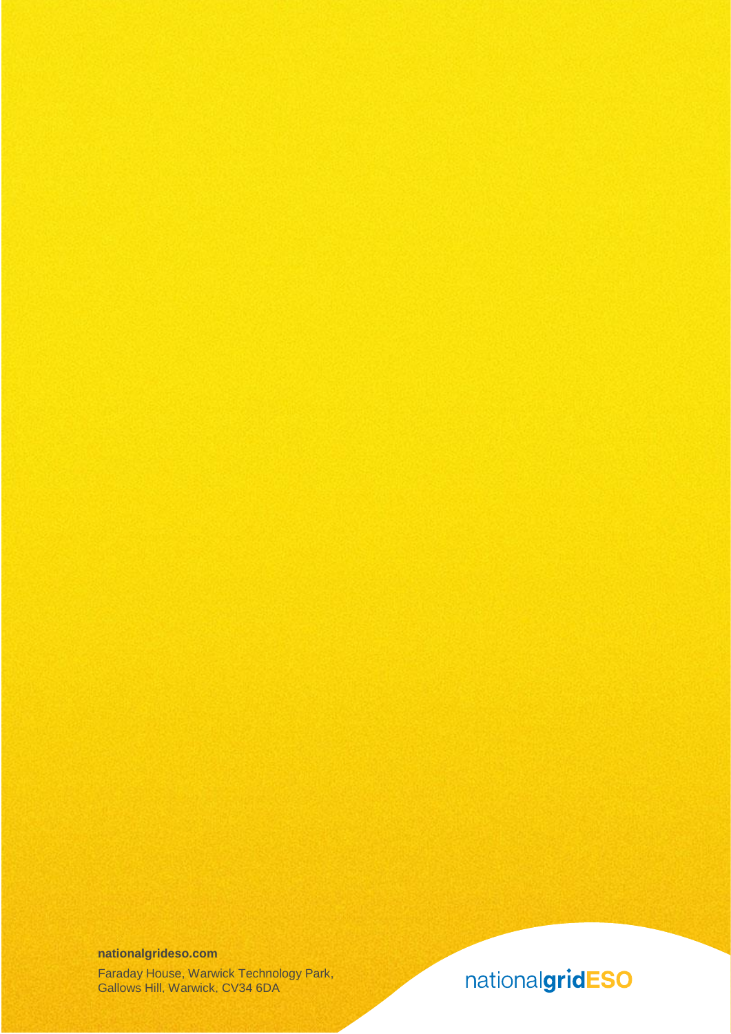**nationalgrideso.com**

Faraday House, Warwick Technology Park,
Gallows Hill, Warwick, CV34 6DA

nationalgridESO